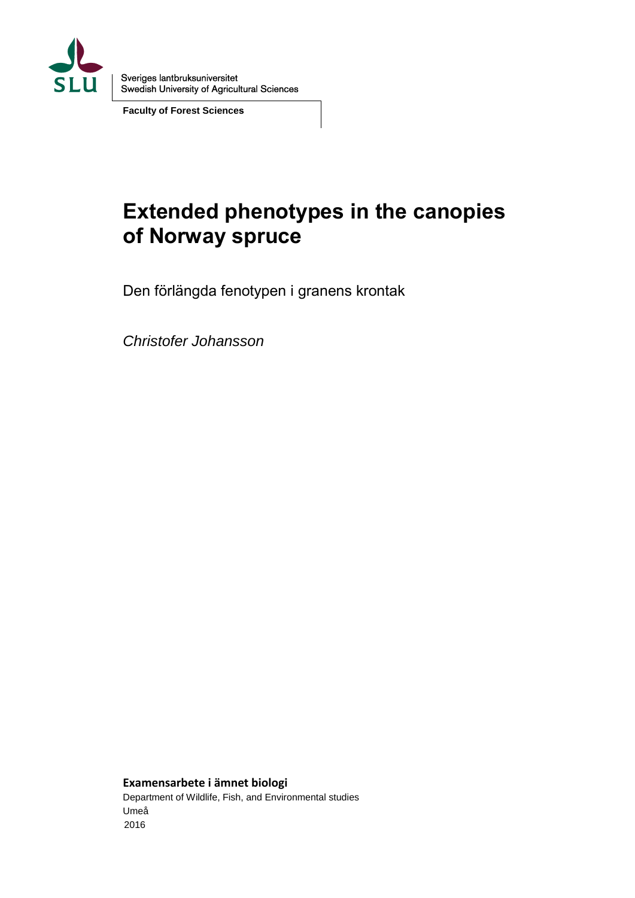Sveriges lantbruksuniversitet
Swedish University of Agricultural Sciences

**Faculty of Forest Sciences**

# Extended phenotypes in the canopies of Norway spruce

Den förlängda fenotypen i granens krontak

*Christofer Johansson*

**Examensarbete i ämnet biologi**
Department of Wildlife, Fish, and Environmental studies
Umeå
2016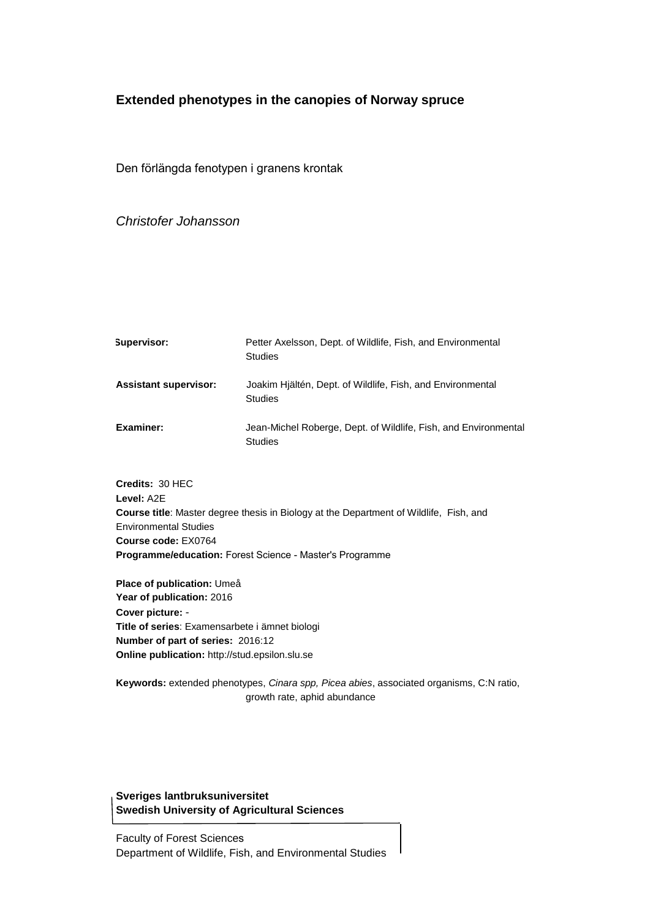# Extended phenotypes in the canopies of Norway spruce

Den förlängda fenotypen i granens krontak

*Christofer Johansson*

| | |
|---|---|
| **Supervisor:** | Petter Axelsson, Dept. of Wildlife, Fish, and Environmental Studies |
| **Assistant supervisor:** | Joakim Hjältén, Dept. of Wildlife, Fish, and Environmental Studies |
| **Examiner:** | Jean-Michel Roberge, Dept. of Wildlife, Fish, and Environmental Studies |

**Credits:** 30 HEC
**Level:** A2E
**Course title**: Master degree thesis in Biology at the Department of Wildlife, Fish, and Environmental Studies
**Course code:** EX0764
**Programme/education:** Forest Science - Master's Programme

**Place of publication:** Umeå
**Year of publication:** 2016
**Cover picture:** -
**Title of series**: Examensarbete i ämnet biologi
**Number of part of series:** 2016:12
**Online publication:** http://stud.epsilon.slu.se

**Keywords:** extended phenotypes, *Cinara spp, Picea abies*, associated organisms, C:N ratio, growth rate, aphid abundance

**Sveriges lantbruksuniversitet**
**Swedish University of Agricultural Sciences**

Faculty of Forest Sciences
Department of Wildlife, Fish, and Environmental Studies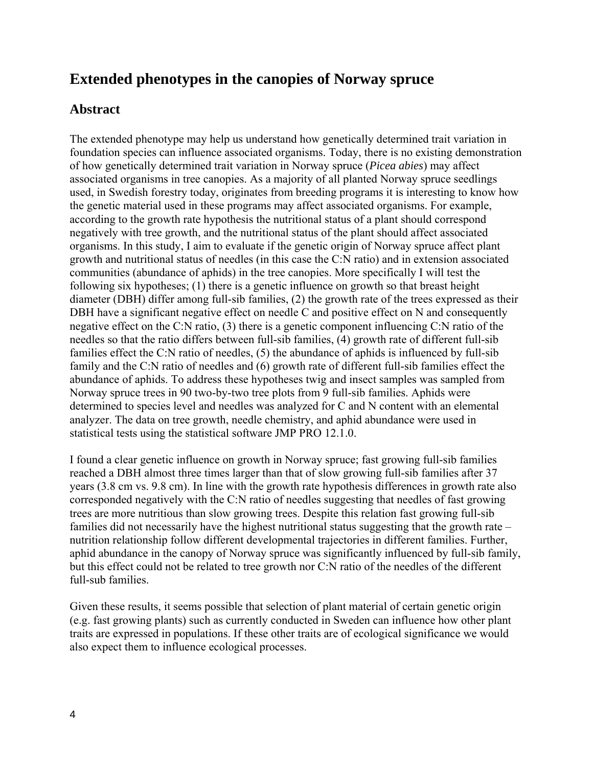## Extended phenotypes in the canopies of Norway spruce

## Abstract

The extended phenotype may help us understand how genetically determined trait variation in foundation species can influence associated organisms. Today, there is no existing demonstration of how genetically determined trait variation in Norway spruce (*Picea abies*) may affect associated organisms in tree canopies. As a majority of all planted Norway spruce seedlings used, in Swedish forestry today, originates from breeding programs it is interesting to know how the genetic material used in these programs may affect associated organisms. For example, according to the growth rate hypothesis the nutritional status of a plant should correspond negatively with tree growth, and the nutritional status of the plant should affect associated organisms. In this study, I aim to evaluate if the genetic origin of Norway spruce affect plant growth and nutritional status of needles (in this case the C:N ratio) and in extension associated communities (abundance of aphids) in the tree canopies. More specifically I will test the following six hypotheses; (1) there is a genetic influence on growth so that breast height diameter (DBH) differ among full-sib families, (2) the growth rate of the trees expressed as their DBH have a significant negative effect on needle C and positive effect on N and consequently negative effect on the C:N ratio, (3) there is a genetic component influencing C:N ratio of the needles so that the ratio differs between full-sib families, (4) growth rate of different full-sib families effect the C:N ratio of needles, (5) the abundance of aphids is influenced by full-sib family and the C:N ratio of needles and (6) growth rate of different full-sib families effect the abundance of aphids. To address these hypotheses twig and insect samples was sampled from Norway spruce trees in 90 two-by-two tree plots from 9 full-sib families. Aphids were determined to species level and needles was analyzed for C and N content with an elemental analyzer. The data on tree growth, needle chemistry, and aphid abundance were used in statistical tests using the statistical software JMP PRO 12.1.0.

I found a clear genetic influence on growth in Norway spruce; fast growing full-sib families reached a DBH almost three times larger than that of slow growing full-sib families after 37 years (3.8 cm vs. 9.8 cm). In line with the growth rate hypothesis differences in growth rate also corresponded negatively with the C:N ratio of needles suggesting that needles of fast growing trees are more nutritious than slow growing trees. Despite this relation fast growing full-sib families did not necessarily have the highest nutritional status suggesting that the growth rate – nutrition relationship follow different developmental trajectories in different families. Further, aphid abundance in the canopy of Norway spruce was significantly influenced by full-sib family, but this effect could not be related to tree growth nor C:N ratio of the needles of the different full-sub families.

Given these results, it seems possible that selection of plant material of certain genetic origin (e.g. fast growing plants) such as currently conducted in Sweden can influence how other plant traits are expressed in populations. If these other traits are of ecological significance we would also expect them to influence ecological processes.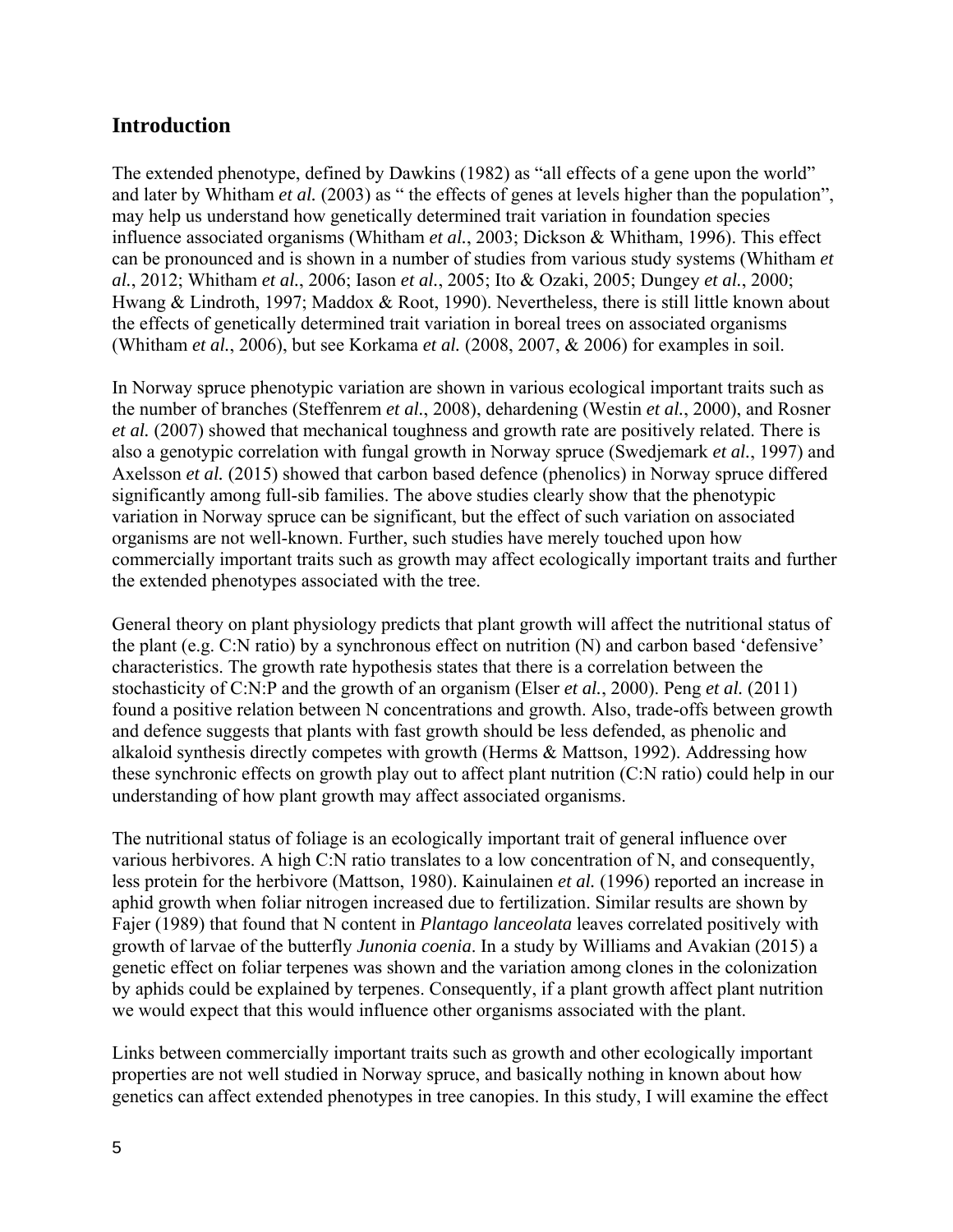## Introduction

The extended phenotype, defined by Dawkins (1982) as "all effects of a gene upon the world" and later by Whitham *et al.* (2003) as " the effects of genes at levels higher than the population", may help us understand how genetically determined trait variation in foundation species influence associated organisms (Whitham *et al.*, 2003; Dickson & Whitham, 1996). This effect can be pronounced and is shown in a number of studies from various study systems (Whitham *et al.*, 2012; Whitham *et al.*, 2006; Iason *et al.*, 2005; Ito & Ozaki, 2005; Dungey *et al.*, 2000; Hwang & Lindroth, 1997; Maddox & Root, 1990). Nevertheless, there is still little known about the effects of genetically determined trait variation in boreal trees on associated organisms (Whitham *et al.*, 2006), but see Korkama *et al.* (2008, 2007, & 2006) for examples in soil.

In Norway spruce phenotypic variation are shown in various ecological important traits such as the number of branches (Steffenrem *et al.*, 2008), dehardening (Westin *et al.*, 2000), and Rosner *et al.* (2007) showed that mechanical toughness and growth rate are positively related. There is also a genotypic correlation with fungal growth in Norway spruce (Swedjemark *et al.*, 1997) and Axelsson *et al.* (2015) showed that carbon based defence (phenolics) in Norway spruce differed significantly among full-sib families. The above studies clearly show that the phenotypic variation in Norway spruce can be significant, but the effect of such variation on associated organisms are not well-known. Further, such studies have merely touched upon how commercially important traits such as growth may affect ecologically important traits and further the extended phenotypes associated with the tree.

General theory on plant physiology predicts that plant growth will affect the nutritional status of the plant (e.g. C:N ratio) by a synchronous effect on nutrition (N) and carbon based 'defensive' characteristics. The growth rate hypothesis states that there is a correlation between the stochasticity of C:N:P and the growth of an organism (Elser *et al.*, 2000). Peng *et al.* (2011) found a positive relation between N concentrations and growth. Also, trade-offs between growth and defence suggests that plants with fast growth should be less defended, as phenolic and alkaloid synthesis directly competes with growth (Herms & Mattson, 1992). Addressing how these synchronic effects on growth play out to affect plant nutrition (C:N ratio) could help in our understanding of how plant growth may affect associated organisms.

The nutritional status of foliage is an ecologically important trait of general influence over various herbivores. A high C:N ratio translates to a low concentration of N, and consequently, less protein for the herbivore (Mattson, 1980). Kainulainen *et al.* (1996) reported an increase in aphid growth when foliar nitrogen increased due to fertilization. Similar results are shown by Fajer (1989) that found that N content in *Plantago lanceolata* leaves correlated positively with growth of larvae of the butterfly *Junonia coenia*. In a study by Williams and Avakian (2015) a genetic effect on foliar terpenes was shown and the variation among clones in the colonization by aphids could be explained by terpenes. Consequently, if a plant growth affect plant nutrition we would expect that this would influence other organisms associated with the plant.

Links between commercially important traits such as growth and other ecologically important properties are not well studied in Norway spruce, and basically nothing in known about how genetics can affect extended phenotypes in tree canopies. In this study, I will examine the effect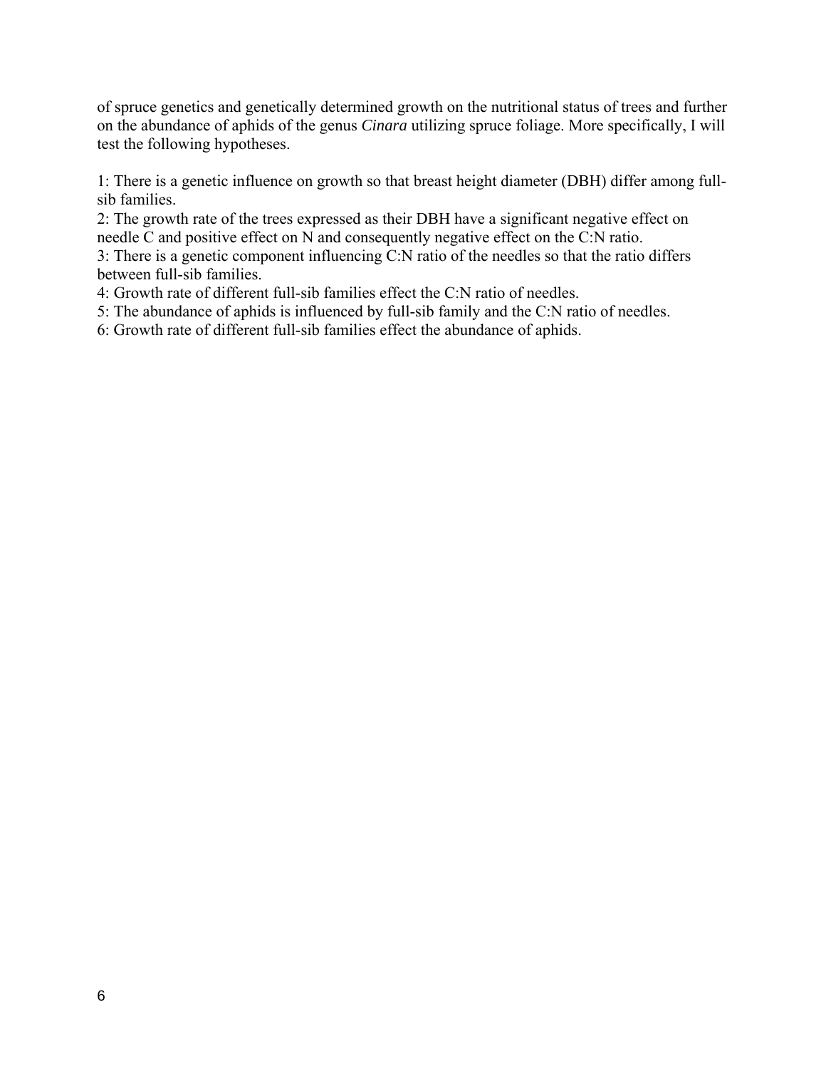of spruce genetics and genetically determined growth on the nutritional status of trees and further on the abundance of aphids of the genus *Cinara* utilizing spruce foliage. More specifically, I will test the following hypotheses.

1: There is a genetic influence on growth so that breast height diameter (DBH) differ among full-sib families.
2: The growth rate of the trees expressed as their DBH have a significant negative effect on needle C and positive effect on N and consequently negative effect on the C:N ratio.
3: There is a genetic component influencing C:N ratio of the needles so that the ratio differs between full-sib families.
4: Growth rate of different full-sib families effect the C:N ratio of needles.
5: The abundance of aphids is influenced by full-sib family and the C:N ratio of needles.
6: Growth rate of different full-sib families effect the abundance of aphids.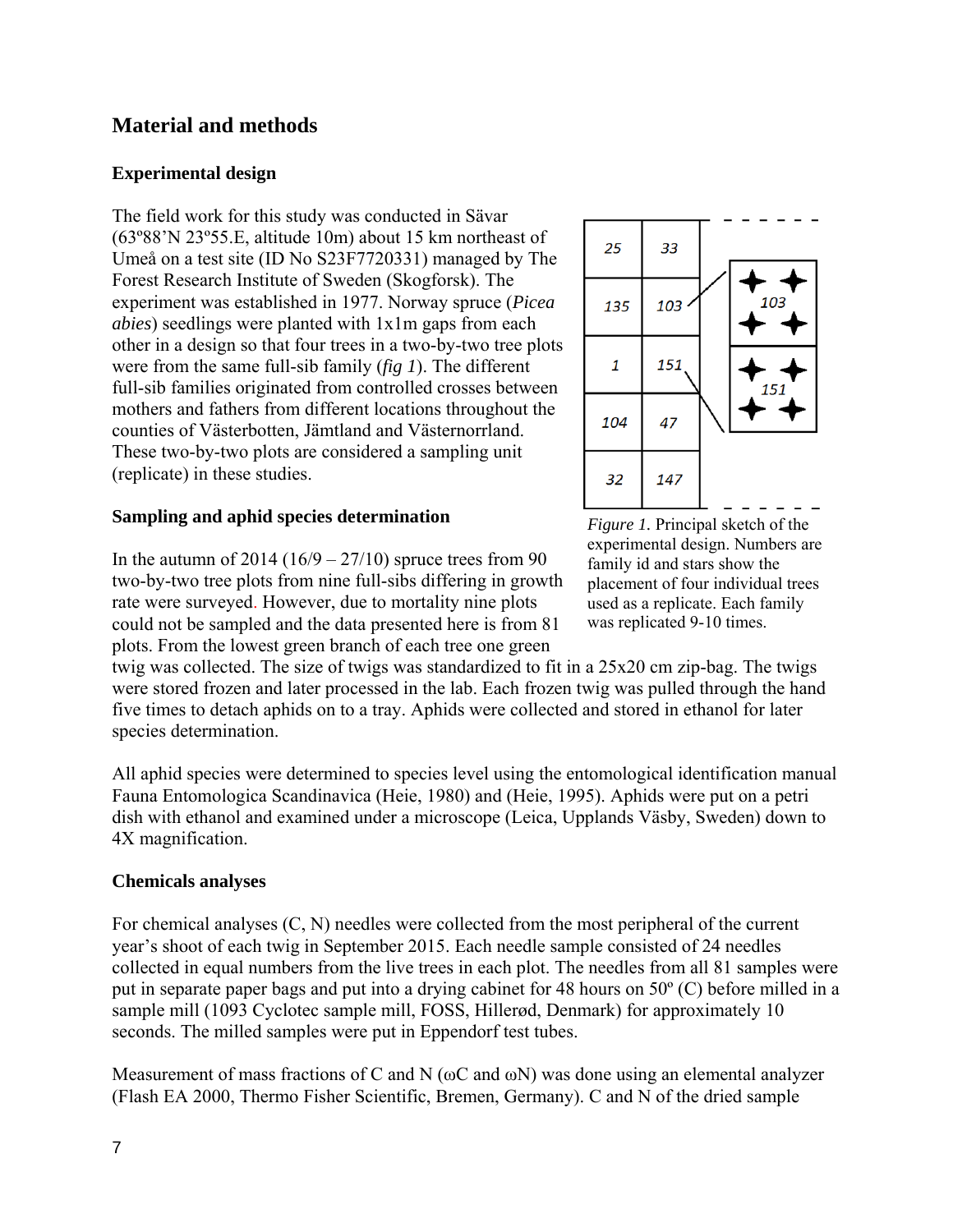## Material and methods

### Experimental design

The field work for this study was conducted in Sävar (63º88'N 23º55.E, altitude 10m) about 15 km northeast of Umeå on a test site (ID No S23F7720331) managed by The Forest Research Institute of Sweden (Skogforsk). The experiment was established in 1977. Norway spruce (*Picea abies*) seedlings were planted with 1x1m gaps from each other in a design so that four trees in a two-by-two tree plots were from the same full-sib family (*fig 1*). The different full-sib families originated from controlled crosses between mothers and fathers from different locations throughout the counties of Västerbotten, Jämtland and Västernorrland. These two-by-two plots are considered a sampling unit (replicate) in these studies.

*Figure 1.* Principal sketch of the experimental design. Numbers are family id and stars show the placement of four individual trees used as a replicate. Each family was replicated 9-10 times.

### Sampling and aphid species determination

In the autumn of 2014 (16/9 – 27/10) spruce trees from 90 two-by-two tree plots from nine full-sibs differing in growth rate were surveyed. However, due to mortality nine plots could not be sampled and the data presented here is from 81 plots. From the lowest green branch of each tree one green twig was collected. The size of twigs was standardized to fit in a 25x20 cm zip-bag. The twigs were stored frozen and later processed in the lab. Each frozen twig was pulled through the hand five times to detach aphids on to a tray. Aphids were collected and stored in ethanol for later species determination.

All aphid species were determined to species level using the entomological identification manual Fauna Entomologica Scandinavica (Heie, 1980) and (Heie, 1995). Aphids were put on a petri dish with ethanol and examined under a microscope (Leica, Upplands Väsby, Sweden) down to 4X magnification.

### Chemicals analyses

For chemical analyses (C, N) needles were collected from the most peripheral of the current year's shoot of each twig in September 2015. Each needle sample consisted of 24 needles collected in equal numbers from the live trees in each plot. The needles from all 81 samples were put in separate paper bags and put into a drying cabinet for 48 hours on 50º (C) before milled in a sample mill (1093 Cyclotec sample mill, FOSS, Hillerød, Denmark) for approximately 10 seconds. The milled samples were put in Eppendorf test tubes.

Measurement of mass fractions of C and N ($\omega C$ and $\omega N$) was done using an elemental analyzer (Flash EA 2000, Thermo Fisher Scientific, Bremen, Germany). C and N of the dried sample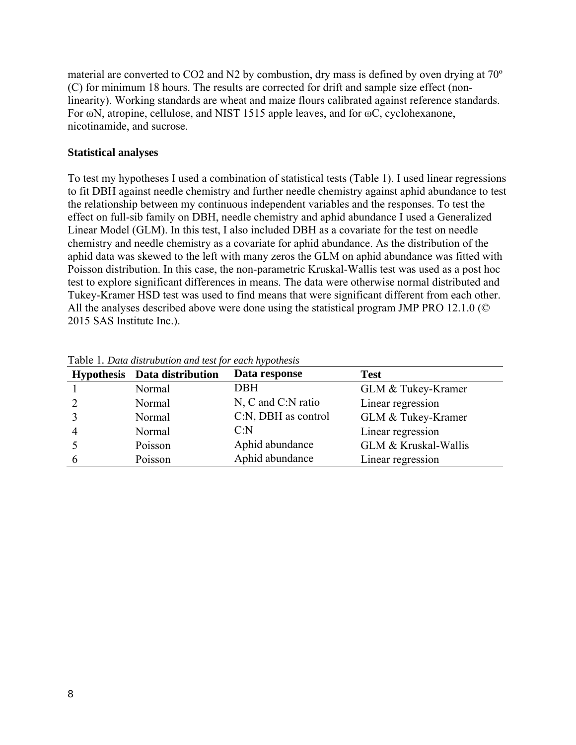material are converted to $CO_2$ and $N_2$ by combustion, dry mass is defined by oven drying at 70º (C) for minimum 18 hours. The results are corrected for drift and sample size effect (non-linearity). Working standards are wheat and maize flours calibrated against reference standards. For ωN, atropine, cellulose, and NIST 1515 apple leaves, and for ωC, cyclohexanone, nicotinamide, and sucrose.

**Statistical analyses**

To test my hypotheses I used a combination of statistical tests (Table 1). I used linear regressions to fit DBH against needle chemistry and further needle chemistry against aphid abundance to test the relationship between my continuous independent variables and the responses. To test the effect on full-sib family on DBH, needle chemistry and aphid abundance I used a Generalized Linear Model (GLM). In this test, I also included DBH as a covariate for the test on needle chemistry and needle chemistry as a covariate for aphid abundance. As the distribution of the aphid data was skewed to the left with many zeros the GLM on aphid abundance was fitted with Poisson distribution. In this case, the non-parametric Kruskal-Wallis test was used as a post hoc test to explore significant differences in means. The data were otherwise normal distributed and Tukey-Kramer HSD test was used to find means that were significant different from each other. All the analyses described above were done using the statistical program JMP PRO 12.1.0 (© 2015 SAS Institute Inc.).

Table 1. *Data distrubution and test for each hypothesis*

| Hypothesis | Data distribution | Data response | Test |
|---|---|---|---|
| 1 | Normal | DBH | GLM & Tukey-Kramer |
| 2 | Normal | N, C and C:N ratio | Linear regression |
| 3 | Normal | C:N, DBH as control | GLM & Tukey-Kramer |
| 4 | Normal | C:N | Linear regression |
| 5 | Poisson | Aphid abundance | GLM & Kruskal-Wallis |
| 6 | Poisson | Aphid abundance | Linear regression |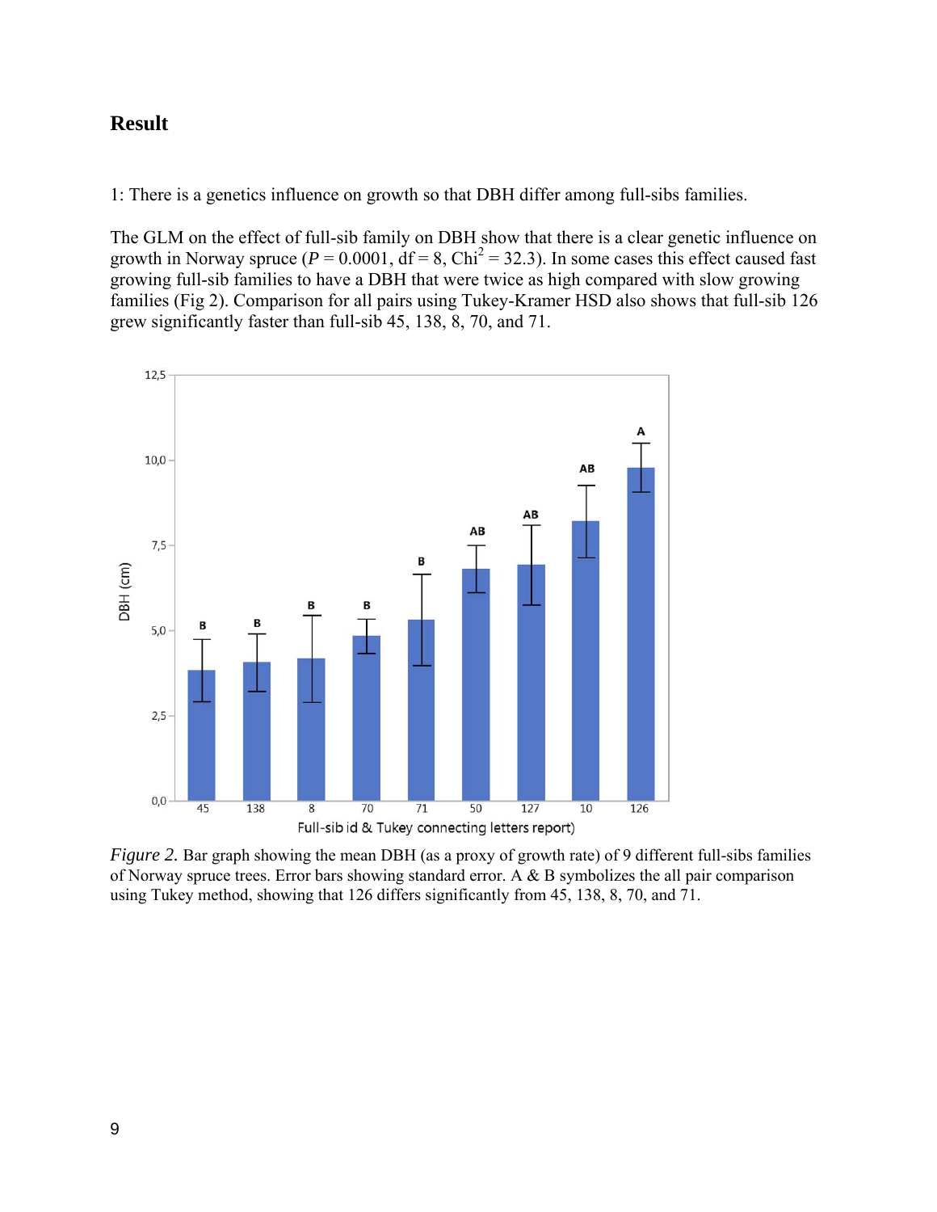## Result

1: There is a genetics influence on growth so that DBH differ among full-sibs families.

The GLM on the effect of full-sib family on DBH show that there is a clear genetic influence on growth in Norway spruce ($P = 0.0001$, df = 8, $Chi^2 = 32.3$). In some cases this effect caused fast growing full-sib families to have a DBH that were twice as high compared with slow growing families (Fig 2). Comparison for all pairs using Tukey-Kramer HSD also shows that full-sib 126 grew significantly faster than full-sib 45, 138, 8, 70, and 71.

*Figure 2.* Bar graph showing the mean DBH (as a proxy of growth rate) of 9 different full-sibs families of Norway spruce trees. Error bars showing standard error. A & B symbolizes the all pair comparison using Tukey method, showing that 126 differs significantly from 45, 138, 8, 70, and 71.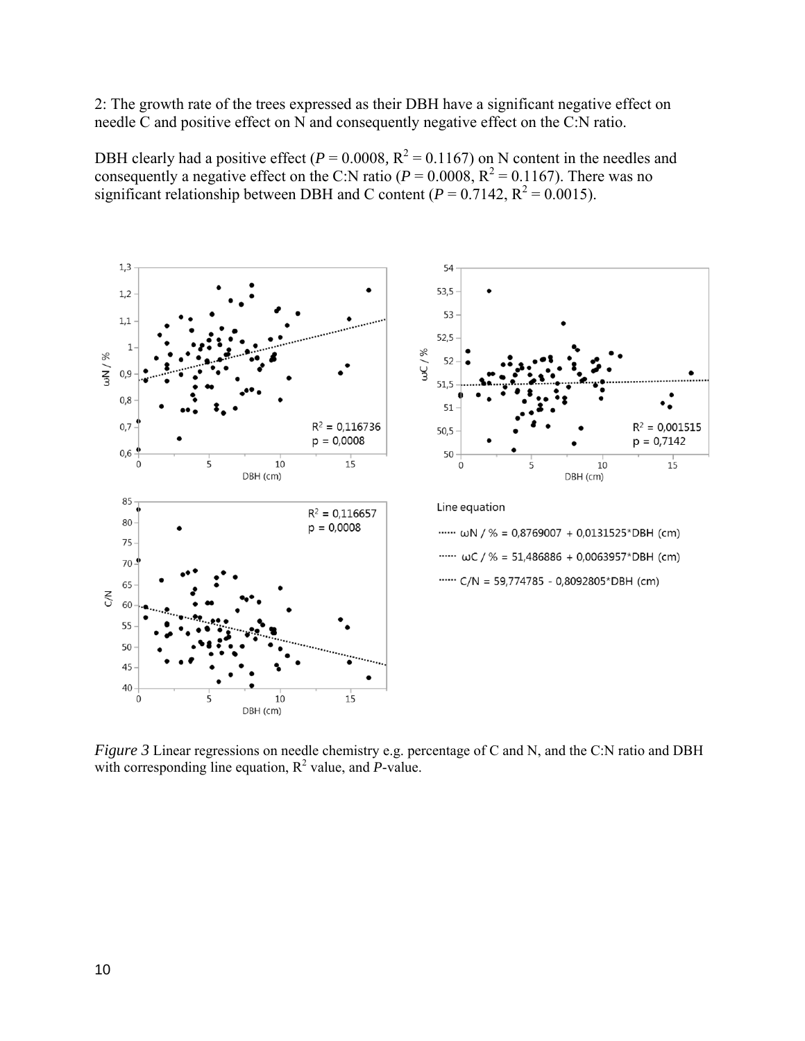2: The growth rate of the trees expressed as their DBH have a significant negative effect on needle C and positive effect on N and consequently negative effect on the C:N ratio.

DBH clearly had a positive effect ($P = 0.0008$, $R^2 = 0.1167$) on N content in the needles and consequently a negative effect on the C:N ratio ($P = 0.0008$, $R^2 = 0.1167$). There was no significant relationship between DBH and C content ($P = 0.7142$, $R^2 = 0.0015$).

*Figure 3* Linear regressions on needle chemistry e.g. percentage of C and N, and the C:N ratio and DBH with corresponding line equation, $R^2$ value, and *P*-value.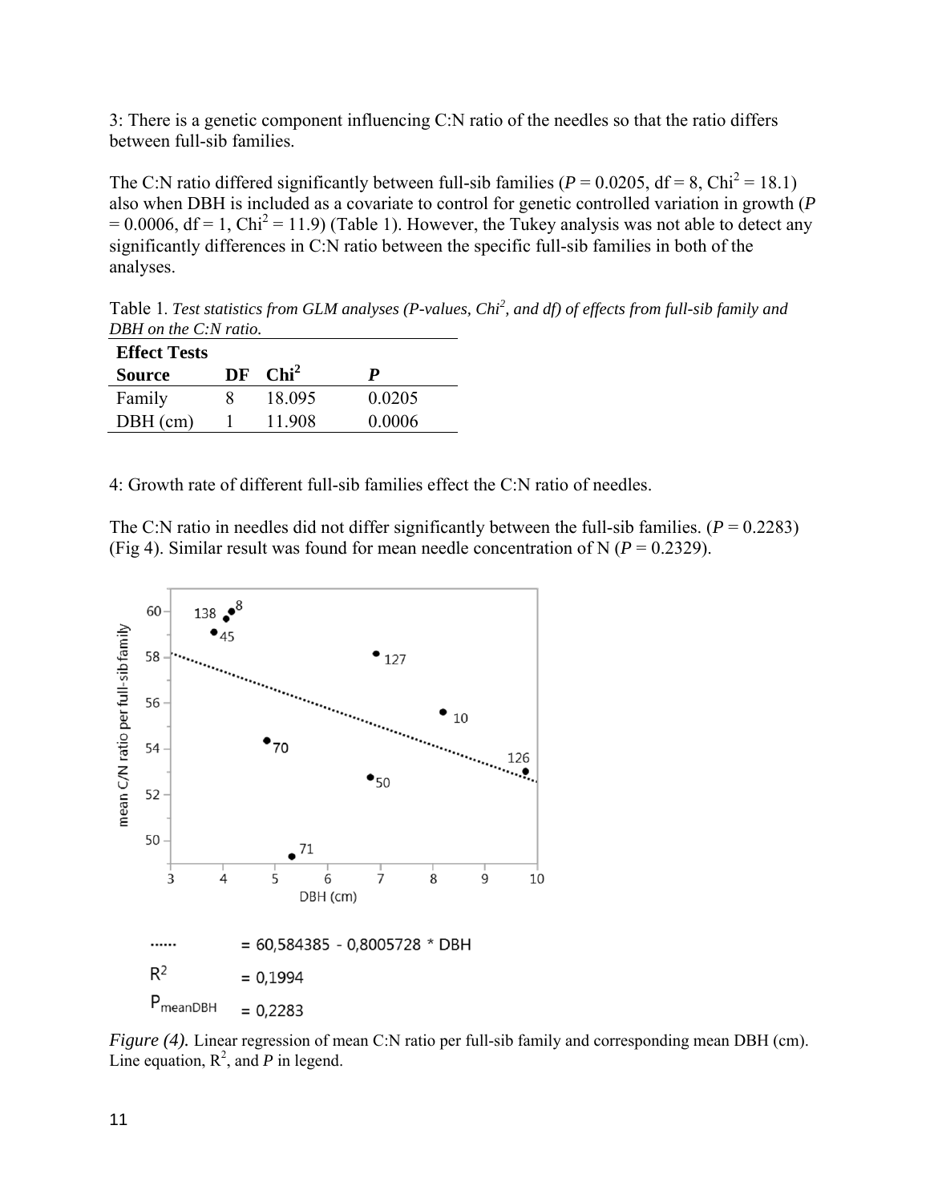3: There is a genetic component influencing C:N ratio of the needles so that the ratio differs between full-sib families.

The C:N ratio differed significantly between full-sib families ($P$ = 0.0205, df = 8, $Chi^2$ = 18.1) also when DBH is included as a covariate to control for genetic controlled variation in growth ($P$ = 0.0006, df = 1, $Chi^2$ = 11.9) (Table 1). However, the Tukey analysis was not able to detect any significantly differences in C:N ratio between the specific full-sib families in both of the analyses.

Table 1. *Test statistics from GLM analyses (P-values, $Chi^2$, and df) of effects from full-sib family and DBH on the C:N ratio.*

| **Effect Tests** | | | |
|---|---|---|---|
| **Source** | **DF** | **$Chi^2$** | ***P*** |
| Family | 8 | 18.095 | 0.0205 |
| DBH (cm) | 1 | 11.908 | 0.0006 |

4: Growth rate of different full-sib families effect the C:N ratio of needles.

The C:N ratio in needles did not differ significantly between the full-sib families. ($P$ = 0.2283) (Fig 4). Similar result was found for mean needle concentration of N ($P$ = 0.2329).

······ = 60,584385 - 0,8005728 * DBH

$R^2$ = 0,1994

$P_{meanDBH}$ = 0,2283

*Figure (4).* Linear regression of mean C:N ratio per full-sib family and corresponding mean DBH (cm). Line equation, $R^2$, and $P$ in legend.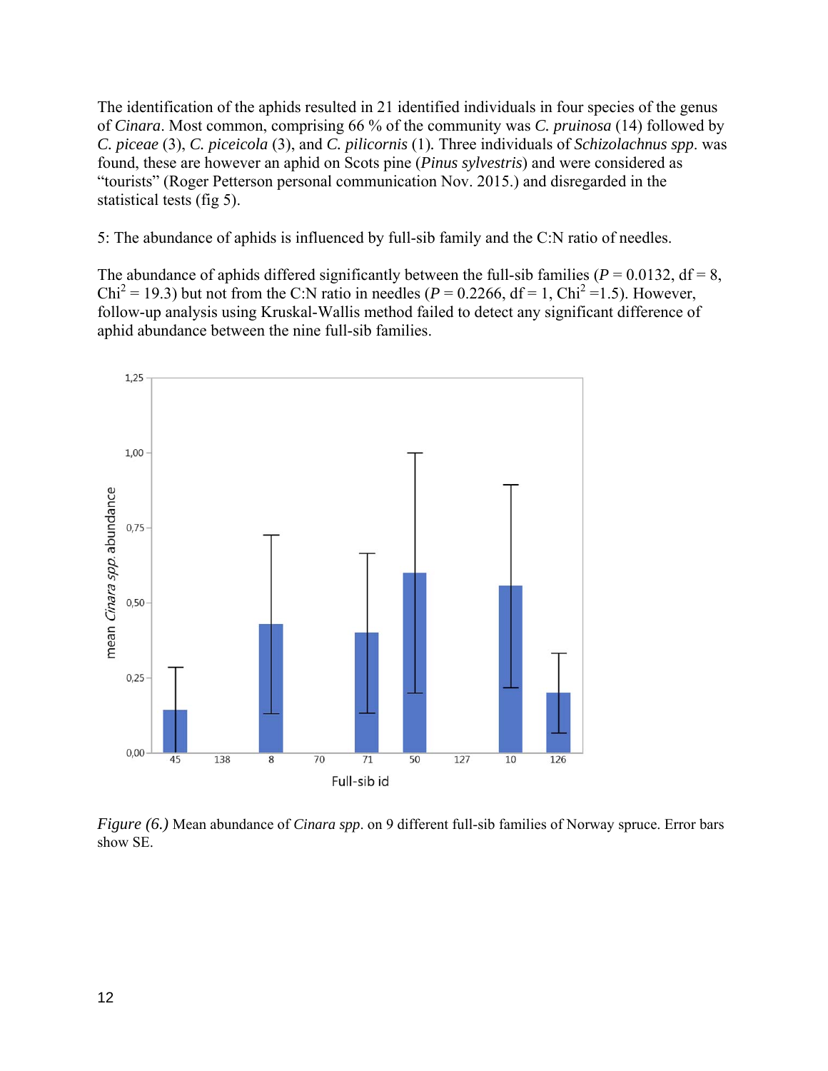The identification of the aphids resulted in 21 identified individuals in four species of the genus of *Cinara*. Most common, comprising 66 % of the community was *C. pruinosa* (14) followed by *C. piceae* (3), *C. piceicola* (3), and *C. pilicornis* (1). Three individuals of *Schizolachnus spp*. was found, these are however an aphid on Scots pine (*Pinus sylvestris*) and were considered as "tourists" (Roger Petterson personal communication Nov. 2015.) and disregarded in the statistical tests (fig 5).

5: The abundance of aphids is influenced by full-sib family and the C:N ratio of needles.

The abundance of aphids differed significantly between the full-sib families ($P = 0.0132$, df = 8, $Chi^2 = 19.3$) but not from the C:N ratio in needles ($P = 0.2266$, df = 1, $Chi^2 = 1.5$). However, follow-up analysis using Kruskal-Wallis method failed to detect any significant difference of aphid abundance between the nine full-sib families.

*Figure (6.)* Mean abundance of *Cinara spp*. on 9 different full-sib families of Norway spruce. Error bars show SE.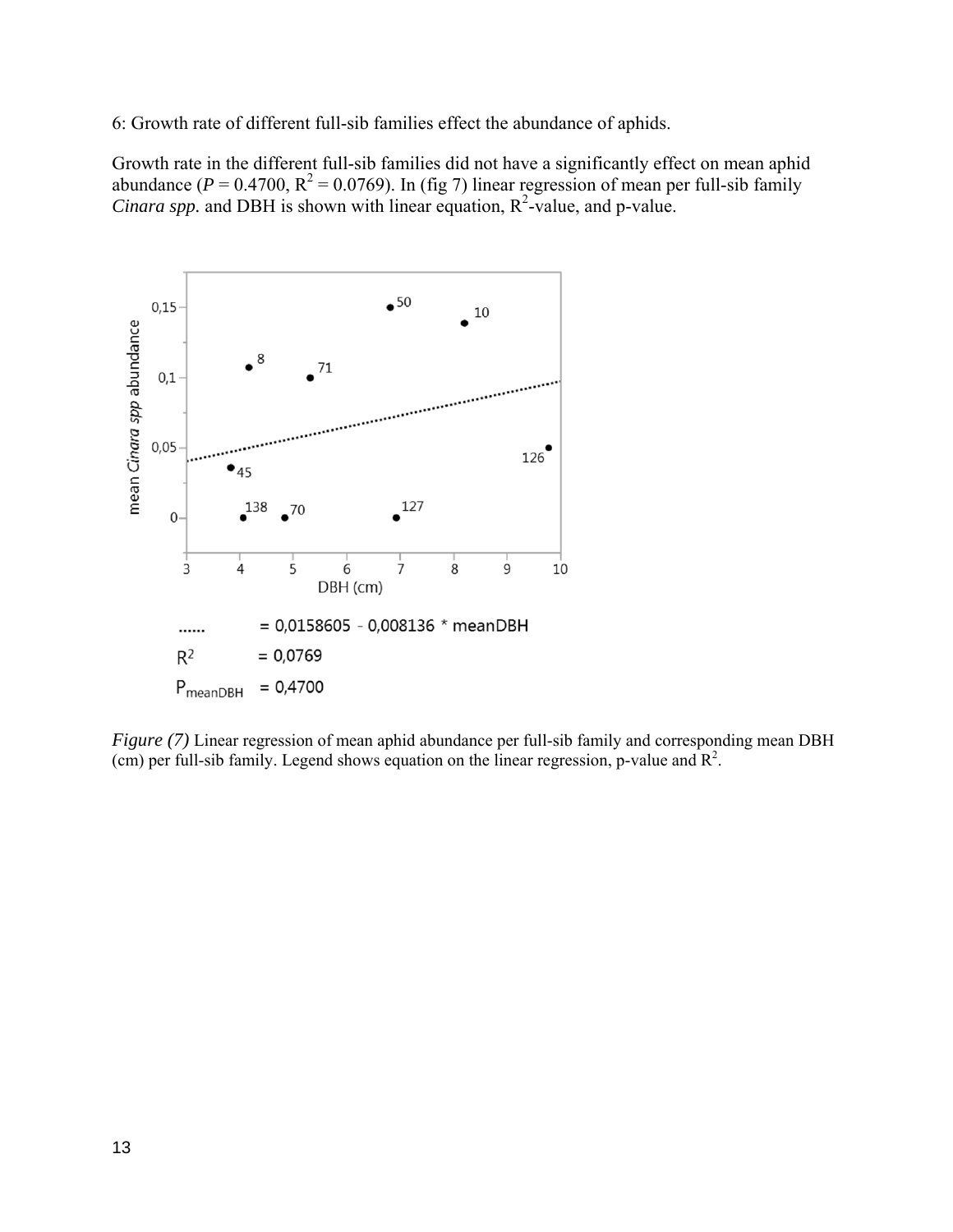6: Growth rate of different full-sib families effect the abundance of aphids.

Growth rate in the different full-sib families did not have a significantly effect on mean aphid abundance ($P = 0.4700$, $R^2 = 0.0769$). In (fig 7) linear regression of mean per full-sib family *Cinara spp.* and DBH is shown with linear equation, $R^2$-value, and p-value.

...... = 0,0158605 - 0,008136 * meanDBH

$R^2$ = 0,0769

$P_{meanDBH}$ = 0,4700

*Figure (7)* Linear regression of mean aphid abundance per full-sib family and corresponding mean DBH (cm) per full-sib family. Legend shows equation on the linear regression, p-value and $R^2$.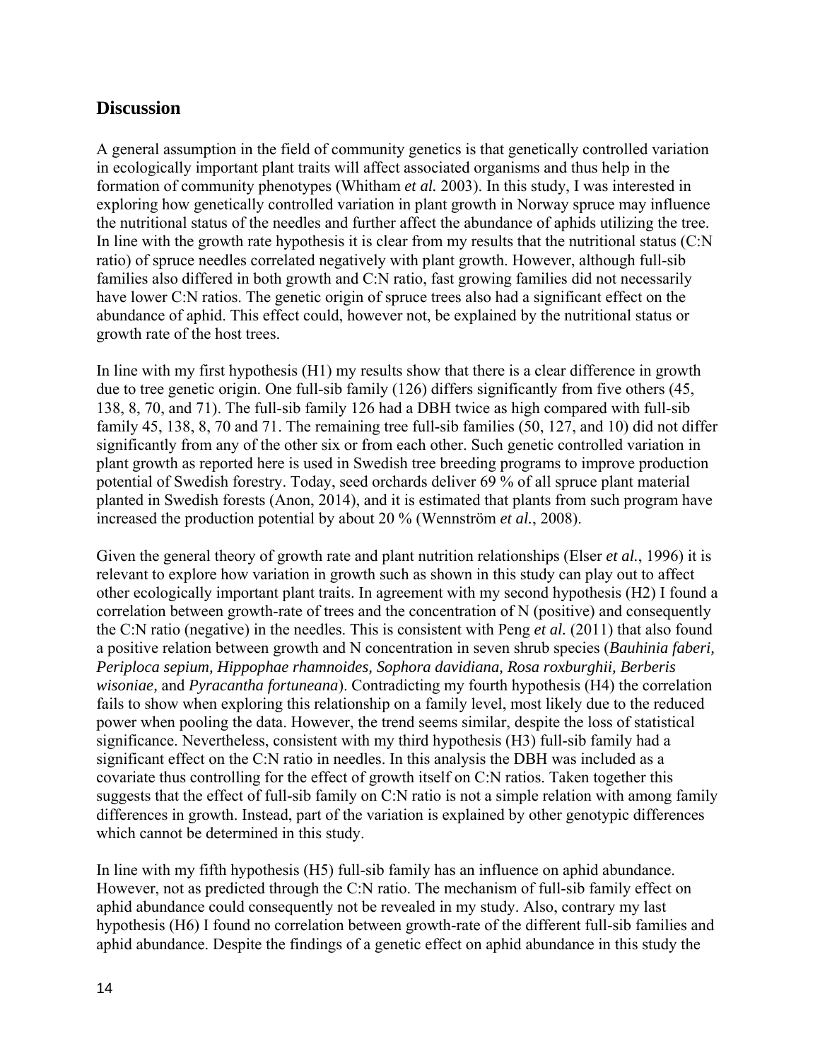## Discussion

A general assumption in the field of community genetics is that genetically controlled variation in ecologically important plant traits will affect associated organisms and thus help in the formation of community phenotypes (Whitham *et al.* 2003). In this study, I was interested in exploring how genetically controlled variation in plant growth in Norway spruce may influence the nutritional status of the needles and further affect the abundance of aphids utilizing the tree. In line with the growth rate hypothesis it is clear from my results that the nutritional status (C:N ratio) of spruce needles correlated negatively with plant growth. However, although full-sib families also differed in both growth and C:N ratio, fast growing families did not necessarily have lower C:N ratios. The genetic origin of spruce trees also had a significant effect on the abundance of aphid. This effect could, however not, be explained by the nutritional status or growth rate of the host trees.

In line with my first hypothesis (H1) my results show that there is a clear difference in growth due to tree genetic origin. One full-sib family (126) differs significantly from five others (45, 138, 8, 70, and 71). The full-sib family 126 had a DBH twice as high compared with full-sib family 45, 138, 8, 70 and 71. The remaining tree full-sib families (50, 127, and 10) did not differ significantly from any of the other six or from each other. Such genetic controlled variation in plant growth as reported here is used in Swedish tree breeding programs to improve production potential of Swedish forestry. Today, seed orchards deliver 69 % of all spruce plant material planted in Swedish forests (Anon, 2014), and it is estimated that plants from such program have increased the production potential by about 20 % (Wennström *et al.*, 2008).

Given the general theory of growth rate and plant nutrition relationships (Elser *et al.*, 1996) it is relevant to explore how variation in growth such as shown in this study can play out to affect other ecologically important plant traits. In agreement with my second hypothesis (H2) I found a correlation between growth-rate of trees and the concentration of N (positive) and consequently the C:N ratio (negative) in the needles. This is consistent with Peng *et al.* (2011) that also found a positive relation between growth and N concentration in seven shrub species (*Bauhinia faberi, Periploca sepium, Hippophae rhamnoides, Sophora davidiana, Rosa roxburghii, Berberis wisoniae,* and *Pyracantha fortuneana*). Contradicting my fourth hypothesis (H4) the correlation fails to show when exploring this relationship on a family level, most likely due to the reduced power when pooling the data. However, the trend seems similar, despite the loss of statistical significance. Nevertheless, consistent with my third hypothesis (H3) full-sib family had a significant effect on the C:N ratio in needles. In this analysis the DBH was included as a covariate thus controlling for the effect of growth itself on C:N ratios. Taken together this suggests that the effect of full-sib family on C:N ratio is not a simple relation with among family differences in growth. Instead, part of the variation is explained by other genotypic differences which cannot be determined in this study.

In line with my fifth hypothesis (H5) full-sib family has an influence on aphid abundance. However, not as predicted through the C:N ratio. The mechanism of full-sib family effect on aphid abundance could consequently not be revealed in my study. Also, contrary my last hypothesis (H6) I found no correlation between growth-rate of the different full-sib families and aphid abundance. Despite the findings of a genetic effect on aphid abundance in this study the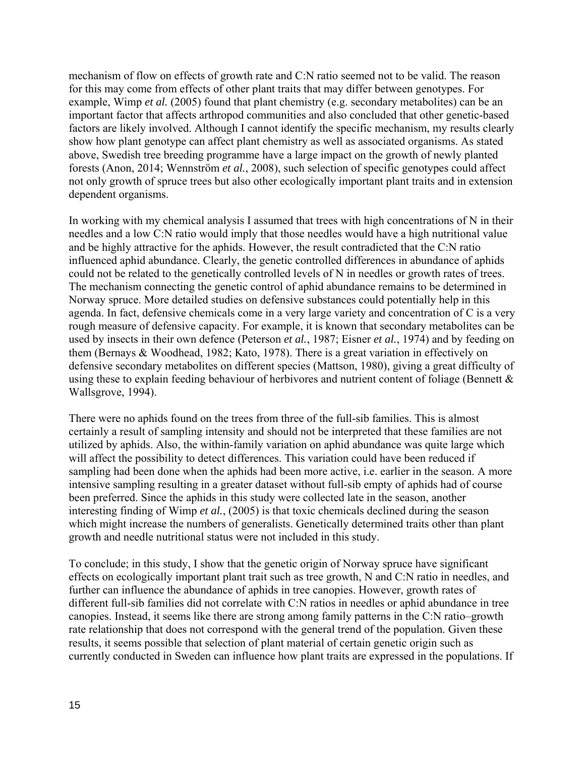mechanism of flow on effects of growth rate and C:N ratio seemed not to be valid. The reason for this may come from effects of other plant traits that may differ between genotypes. For example, Wimp *et al.* (2005) found that plant chemistry (e.g. secondary metabolites) can be an important factor that affects arthropod communities and also concluded that other genetic-based factors are likely involved. Although I cannot identify the specific mechanism, my results clearly show how plant genotype can affect plant chemistry as well as associated organisms. As stated above, Swedish tree breeding programme have a large impact on the growth of newly planted forests (Anon, 2014; Wennström *et al.*, 2008), such selection of specific genotypes could affect not only growth of spruce trees but also other ecologically important plant traits and in extension dependent organisms.

In working with my chemical analysis I assumed that trees with high concentrations of N in their needles and a low C:N ratio would imply that those needles would have a high nutritional value and be highly attractive for the aphids. However, the result contradicted that the C:N ratio influenced aphid abundance. Clearly, the genetic controlled differences in abundance of aphids could not be related to the genetically controlled levels of N in needles or growth rates of trees. The mechanism connecting the genetic control of aphid abundance remains to be determined in Norway spruce. More detailed studies on defensive substances could potentially help in this agenda. In fact, defensive chemicals come in a very large variety and concentration of C is a very rough measure of defensive capacity. For example, it is known that secondary metabolites can be used by insects in their own defence (Peterson *et al.*, 1987; Eisner *et al.*, 1974) and by feeding on them (Bernays & Woodhead, 1982; Kato, 1978). There is a great variation in effectively on defensive secondary metabolites on different species (Mattson, 1980), giving a great difficulty of using these to explain feeding behaviour of herbivores and nutrient content of foliage (Bennett & Wallsgrove, 1994).

There were no aphids found on the trees from three of the full-sib families. This is almost certainly a result of sampling intensity and should not be interpreted that these families are not utilized by aphids. Also, the within-family variation on aphid abundance was quite large which will affect the possibility to detect differences. This variation could have been reduced if sampling had been done when the aphids had been more active, i.e. earlier in the season. A more intensive sampling resulting in a greater dataset without full-sib empty of aphids had of course been preferred. Since the aphids in this study were collected late in the season, another interesting finding of Wimp *et al.*, (2005) is that toxic chemicals declined during the season which might increase the numbers of generalists. Genetically determined traits other than plant growth and needle nutritional status were not included in this study.

To conclude; in this study, I show that the genetic origin of Norway spruce have significant effects on ecologically important plant trait such as tree growth, N and C:N ratio in needles, and further can influence the abundance of aphids in tree canopies. However, growth rates of different full-sib families did not correlate with C:N ratios in needles or aphid abundance in tree canopies. Instead, it seems like there are strong among family patterns in the C:N ratio–growth rate relationship that does not correspond with the general trend of the population. Given these results, it seems possible that selection of plant material of certain genetic origin such as currently conducted in Sweden can influence how plant traits are expressed in the populations. If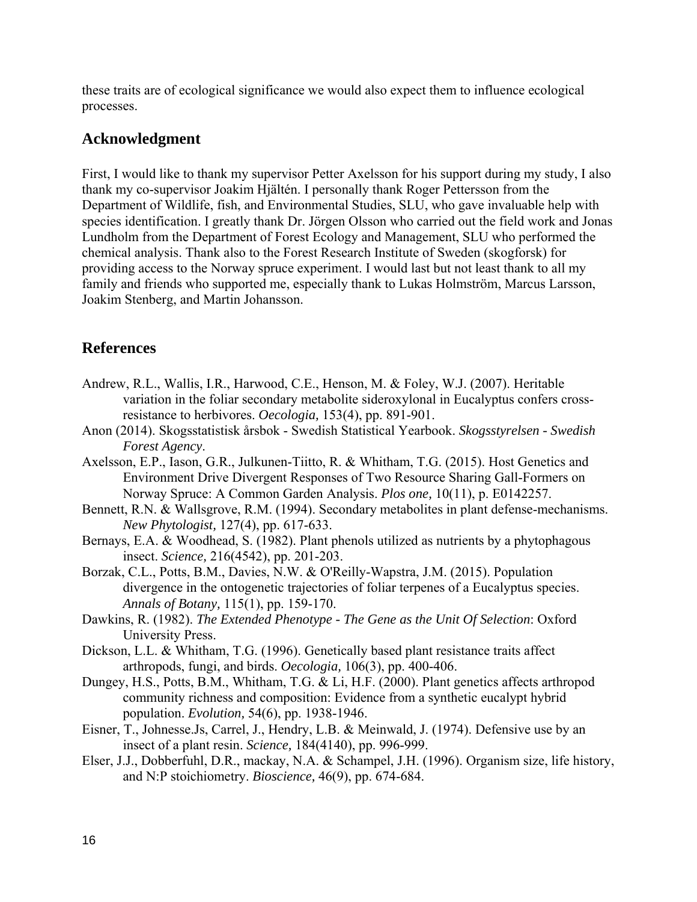these traits are of ecological significance we would also expect them to influence ecological processes.

## Acknowledgment

First, I would like to thank my supervisor Petter Axelsson for his support during my study, I also thank my co-supervisor Joakim Hjältén. I personally thank Roger Pettersson from the Department of Wildlife, fish, and Environmental Studies, SLU, who gave invaluable help with species identification. I greatly thank Dr. Jörgen Olsson who carried out the field work and Jonas Lundholm from the Department of Forest Ecology and Management, SLU who performed the chemical analysis. Thank also to the Forest Research Institute of Sweden (skogforsk) for providing access to the Norway spruce experiment. I would last but not least thank to all my family and friends who supported me, especially thank to Lukas Holmström, Marcus Larsson, Joakim Stenberg, and Martin Johansson.

## References

Andrew, R.L., Wallis, I.R., Harwood, C.E., Henson, M. & Foley, W.J. (2007). Heritable variation in the foliar secondary metabolite sideroxylonal in Eucalyptus confers cross-resistance to herbivores. *Oecologia,* 153(4), pp. 891-901.

Anon (2014). Skogsstatistisk årsbok - Swedish Statistical Yearbook. *Skogsstyrelsen - Swedish Forest Agency*.

Axelsson, E.P., Iason, G.R., Julkunen-Tiitto, R. & Whitham, T.G. (2015). Host Genetics and Environment Drive Divergent Responses of Two Resource Sharing Gall-Formers on Norway Spruce: A Common Garden Analysis. *Plos one,* 10(11), p. E0142257.

Bennett, R.N. & Wallsgrove, R.M. (1994). Secondary metabolites in plant defense-mechanisms. *New Phytologist,* 127(4), pp. 617-633.

Bernays, E.A. & Woodhead, S. (1982). Plant phenols utilized as nutrients by a phytophagous insect. *Science,* 216(4542), pp. 201-203.

Borzak, C.L., Potts, B.M., Davies, N.W. & O'Reilly-Wapstra, J.M. (2015). Population divergence in the ontogenetic trajectories of foliar terpenes of a Eucalyptus species. *Annals of Botany,* 115(1), pp. 159-170.

Dawkins, R. (1982). *The Extended Phenotype - The Gene as the Unit Of Selection*: Oxford University Press.

Dickson, L.L. & Whitham, T.G. (1996). Genetically based plant resistance traits affect arthropods, fungi, and birds. *Oecologia,* 106(3), pp. 400-406.

Dungey, H.S., Potts, B.M., Whitham, T.G. & Li, H.F. (2000). Plant genetics affects arthropod community richness and composition: Evidence from a synthetic eucalypt hybrid population. *Evolution,* 54(6), pp. 1938-1946.

Eisner, T., Johnesse.Js, Carrel, J., Hendry, L.B. & Meinwald, J. (1974). Defensive use by an insect of a plant resin. *Science,* 184(4140), pp. 996-999.

Elser, J.J., Dobberfuhl, D.R., mackay, N.A. & Schampel, J.H. (1996). Organism size, life history, and N:P stoichiometry. *Bioscience,* 46(9), pp. 674-684.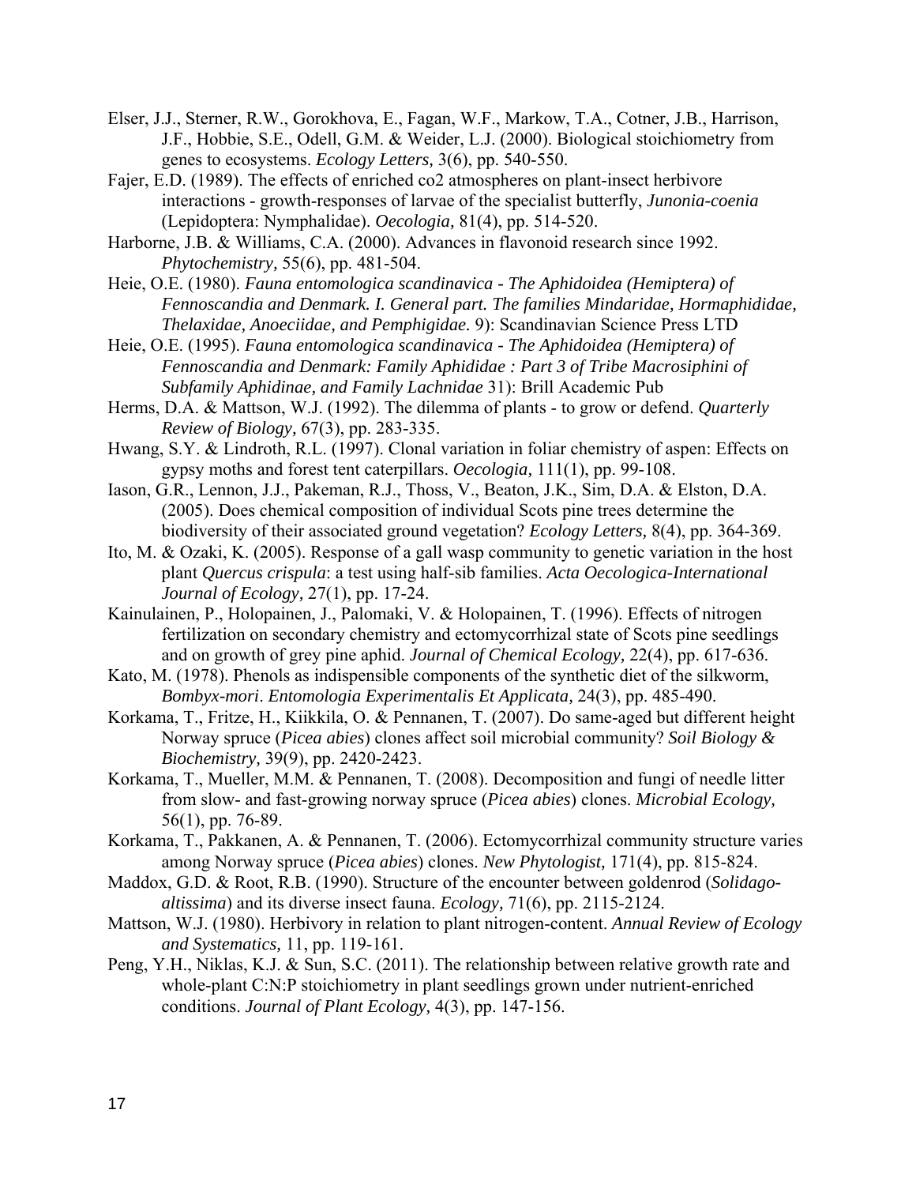Elser, J.J., Sterner, R.W., Gorokhova, E., Fagan, W.F., Markow, T.A., Cotner, J.B., Harrison, J.F., Hobbie, S.E., Odell, G.M. & Weider, L.J. (2000). Biological stoichiometry from genes to ecosystems. *Ecology Letters,* 3(6), pp. 540-550.

Fajer, E.D. (1989). The effects of enriched co2 atmospheres on plant-insect herbivore interactions - growth-responses of larvae of the specialist butterfly, *Junonia-coenia* (Lepidoptera: Nymphalidae). *Oecologia,* 81(4), pp. 514-520.

Harborne, J.B. & Williams, C.A. (2000). Advances in flavonoid research since 1992. *Phytochemistry,* 55(6), pp. 481-504.

Heie, O.E. (1980). *Fauna entomologica scandinavica - The Aphidoidea (Hemiptera) of Fennoscandia and Denmark. I. General part. The families Mindaridae, Hormaphididae, Thelaxidae, Anoeciidae, and Pemphigidae.* 9): Scandinavian Science Press LTD

Heie, O.E. (1995). *Fauna entomologica scandinavica - The Aphidoidea (Hemiptera) of Fennoscandia and Denmark: Family Aphididae : Part 3 of Tribe Macrosiphini of Subfamily Aphidinae, and Family Lachnidae* 31): Brill Academic Pub

Herms, D.A. & Mattson, W.J. (1992). The dilemma of plants - to grow or defend. *Quarterly Review of Biology,* 67(3), pp. 283-335.

Hwang, S.Y. & Lindroth, R.L. (1997). Clonal variation in foliar chemistry of aspen: Effects on gypsy moths and forest tent caterpillars. *Oecologia,* 111(1), pp. 99-108.

Iason, G.R., Lennon, J.J., Pakeman, R.J., Thoss, V., Beaton, J.K., Sim, D.A. & Elston, D.A. (2005). Does chemical composition of individual Scots pine trees determine the biodiversity of their associated ground vegetation? *Ecology Letters,* 8(4), pp. 364-369.

Ito, M. & Ozaki, K. (2005). Response of a gall wasp community to genetic variation in the host plant *Quercus crispula*: a test using half-sib families. *Acta Oecologica-International Journal of Ecology,* 27(1), pp. 17-24.

Kainulainen, P., Holopainen, J., Palomaki, V. & Holopainen, T. (1996). Effects of nitrogen fertilization on secondary chemistry and ectomycorrhizal state of Scots pine seedlings and on growth of grey pine aphid. *Journal of Chemical Ecology,* 22(4), pp. 617-636.

Kato, M. (1978). Phenols as indispensible components of the synthetic diet of the silkworm, *Bombyx-mori*. *Entomologia Experimentalis Et Applicata,* 24(3), pp. 485-490.

Korkama, T., Fritze, H., Kiikkila, O. & Pennanen, T. (2007). Do same-aged but different height Norway spruce (*Picea abies*) clones affect soil microbial community? *Soil Biology & Biochemistry,* 39(9), pp. 2420-2423.

Korkama, T., Mueller, M.M. & Pennanen, T. (2008). Decomposition and fungi of needle litter from slow- and fast-growing norway spruce (*Picea abies*) clones. *Microbial Ecology,* 56(1), pp. 76-89.

Korkama, T., Pakkanen, A. & Pennanen, T. (2006). Ectomycorrhizal community structure varies among Norway spruce (*Picea abies*) clones. *New Phytologist,* 171(4), pp. 815-824.

Maddox, G.D. & Root, R.B. (1990). Structure of the encounter between goldenrod (*Solidago-altissima*) and its diverse insect fauna. *Ecology,* 71(6), pp. 2115-2124.

Mattson, W.J. (1980). Herbivory in relation to plant nitrogen-content. *Annual Review of Ecology and Systematics,* 11, pp. 119-161.

Peng, Y.H., Niklas, K.J. & Sun, S.C. (2011). The relationship between relative growth rate and whole-plant C:N:P stoichiometry in plant seedlings grown under nutrient-enriched conditions. *Journal of Plant Ecology,* 4(3), pp. 147-156.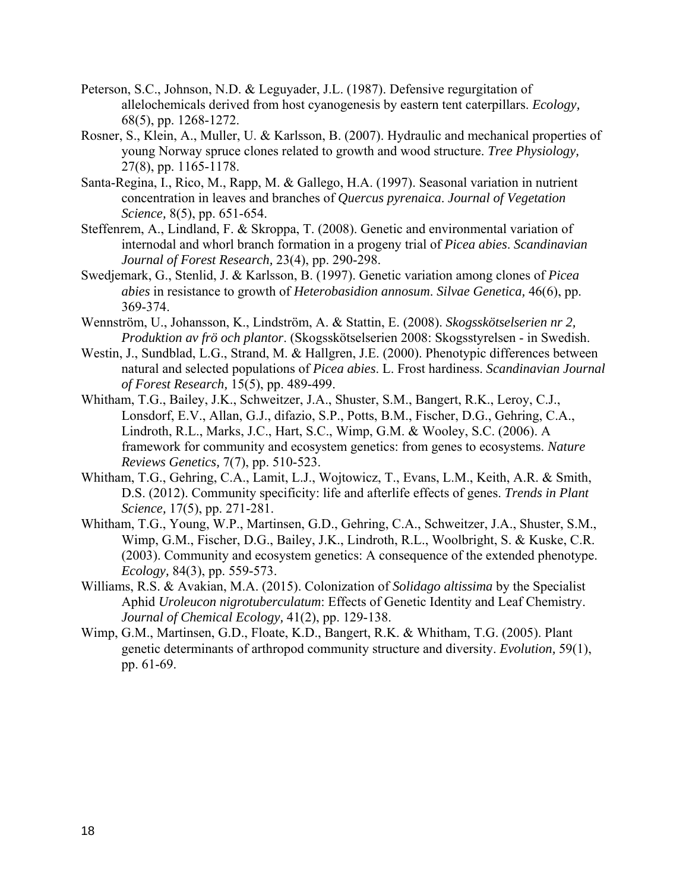Peterson, S.C., Johnson, N.D. & Leguyader, J.L. (1987). Defensive regurgitation of allelochemicals derived from host cyanogenesis by eastern tent caterpillars. *Ecology,* 68(5), pp. 1268-1272.

Rosner, S., Klein, A., Muller, U. & Karlsson, B. (2007). Hydraulic and mechanical properties of young Norway spruce clones related to growth and wood structure. *Tree Physiology,* 27(8), pp. 1165-1178.

Santa-Regina, I., Rico, M., Rapp, M. & Gallego, H.A. (1997). Seasonal variation in nutrient concentration in leaves and branches of *Quercus pyrenaica*. *Journal of Vegetation Science,* 8(5), pp. 651-654.

Steffenrem, A., Lindland, F. & Skroppa, T. (2008). Genetic and environmental variation of internodal and whorl branch formation in a progeny trial of *Picea abies*. *Scandinavian Journal of Forest Research,* 23(4), pp. 290-298.

Swedjemark, G., Stenlid, J. & Karlsson, B. (1997). Genetic variation among clones of *Picea abies* in resistance to growth of *Heterobasidion annosum*. *Silvae Genetica,* 46(6), pp. 369-374.

Wennström, U., Johansson, K., Lindström, A. & Stattin, E. (2008). *Skogsskötselserien nr 2, Produktion av frö och plantor*. (Skogsskötselserien 2008: Skogsstyrelsen - in Swedish.

Westin, J., Sundblad, L.G., Strand, M. & Hallgren, J.E. (2000). Phenotypic differences between natural and selected populations of *Picea abies*. L. Frost hardiness. *Scandinavian Journal of Forest Research,* 15(5), pp. 489-499.

Whitham, T.G., Bailey, J.K., Schweitzer, J.A., Shuster, S.M., Bangert, R.K., Leroy, C.J., Lonsdorf, E.V., Allan, G.J., difazio, S.P., Potts, B.M., Fischer, D.G., Gehring, C.A., Lindroth, R.L., Marks, J.C., Hart, S.C., Wimp, G.M. & Wooley, S.C. (2006). A framework for community and ecosystem genetics: from genes to ecosystems. *Nature Reviews Genetics,* 7(7), pp. 510-523.

Whitham, T.G., Gehring, C.A., Lamit, L.J., Wojtowicz, T., Evans, L.M., Keith, A.R. & Smith, D.S. (2012). Community specificity: life and afterlife effects of genes. *Trends in Plant Science,* 17(5), pp. 271-281.

Whitham, T.G., Young, W.P., Martinsen, G.D., Gehring, C.A., Schweitzer, J.A., Shuster, S.M., Wimp, G.M., Fischer, D.G., Bailey, J.K., Lindroth, R.L., Woolbright, S. & Kuske, C.R. (2003). Community and ecosystem genetics: A consequence of the extended phenotype. *Ecology,* 84(3), pp. 559-573.

Williams, R.S. & Avakian, M.A. (2015). Colonization of *Solidago altissima* by the Specialist Aphid *Uroleucon nigrotuberculatum*: Effects of Genetic Identity and Leaf Chemistry. *Journal of Chemical Ecology,* 41(2), pp. 129-138.

Wimp, G.M., Martinsen, G.D., Floate, K.D., Bangert, R.K. & Whitham, T.G. (2005). Plant genetic determinants of arthropod community structure and diversity. *Evolution,* 59(1), pp. 61-69.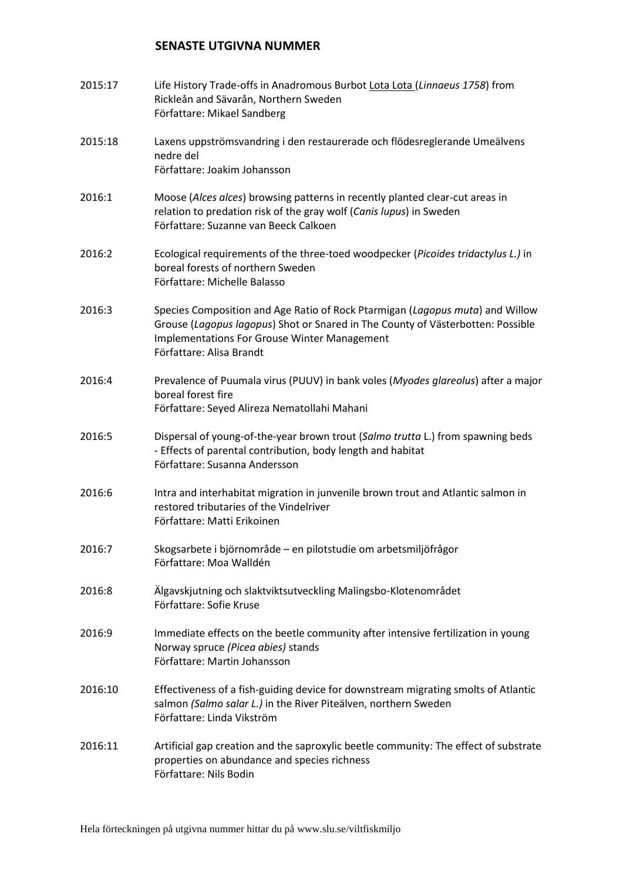## SENASTE UTGIVNA NUMMER

| | |
|---|---|
| 2015:17 | Life History Trade-offs in Anadromous Burbot Lota Lota (*Linnaeus 1758*) from Rickleån and Sävarån, Northern Sweden<br>Författare: Mikael Sandberg |
| 2015:18 | Laxens uppströmsvandring i den restaurerade och flödesreglerande Umeälvens nedre del<br>Författare: Joakim Johansson |
| 2016:1 | Moose (*Alces alces*) browsing patterns in recently planted clear-cut areas in relation to predation risk of the gray wolf (*Canis lupus*) in Sweden<br>Författare: Suzanne van Beeck Calkoen |
| 2016:2 | Ecological requirements of the three-toed woodpecker (*Picoides tridactylus L.)* in boreal forests of northern Sweden<br>Författare: Michelle Balasso |
| 2016:3 | Species Composition and Age Ratio of Rock Ptarmigan (*Lagopus muta*) and Willow Grouse (*Lagopus lagopus*) Shot or Snared in The County of Västerbotten: Possible Implementations For Grouse Winter Management<br>Författare: Alisa Brandt |
| 2016:4 | Prevalence of Puumala virus (PUUV) in bank voles (*Myodes glareolus*) after a major boreal forest fire<br>Författare: Seyed Alireza Nematollahi Mahani |
| 2016:5 | Dispersal of young-of-the-year brown trout (*Salmo trutta* L.) from spawning beds - Effects of parental contribution, body length and habitat<br>Författare: Susanna Andersson |
| 2016:6 | Intra and interhabitat migration in junvenile brown trout and Atlantic salmon in restored tributaries of the Vindelriver<br>Författare: Matti Erikoinen |
| 2016:7 | Skogsarbete i björnområde – en pilotstudie om arbetsmiljöfrågor<br>Författare: Moa Walldén |
| 2016:8 | Älgavskjutning och slaktviktsutveckling Malingsbo-Klotenområdet<br>Författare: Sofie Kruse |
| 2016:9 | Immediate effects on the beetle community after intensive fertilization in young Norway spruce *(Picea abies)* stands<br>Författare: Martin Johansson |
| 2016:10 | Effectiveness of a fish-guiding device for downstream migrating smolts of Atlantic salmon *(Salmo salar L.)* in the River Piteälven, northern Sweden<br>Författare: Linda Vikström |
| 2016:11 | Artificial gap creation and the saproxylic beetle community: The effect of substrate properties on abundance and species richness<br>Författare: Nils Bodin |

Hela förteckningen på utgivna nummer hittar du på www.slu.se/viltfiskmiljo